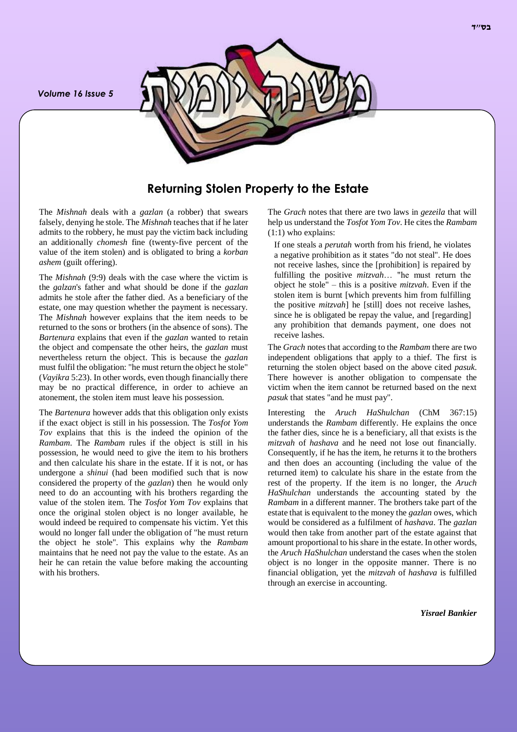# Returning Stolen Property to the Estate

The *Mishnah* deals with a *gazlan* (a robber) that swears falsely, denying he stole. The *Mishnah* teaches that if he later admits to the robbery, he must pay the victim back including an additionally *chomesh* fine (twenty-five percent of the value of the item stolen) and is obligated to bring a *korban ashem* (guilt offering).

The *Mishnah* (9:9) deals with the case where the victim is the *galzan*'s father and what should be done if the *gazlan* admits he stole after the father died. As a beneficiary of the estate, one may question whether the payment is necessary. The *Mishnah* however explains that the item needs to be returned to the sons or brothers (in the absence of sons). The *Bartenura* explains that even if the *gazlan* wanted to retain the object and compensate the other heirs, the *gazlan* must nevertheless return the object. This is because the *gazlan* must fulfil the obligation: "he must return the object he stole" (*Vayikra* 5:23). In other words, even though financially there may be no practical difference, in order to achieve an atonement, the stolen item must leave his possession.

The *Bartenura* however adds that this obligation only exists if the exact object is still in his possession. The *Tosfot Yom Tov* explains that this is the indeed the opinion of the *Rambam*. The *Rambam* rules if the object is still in his possession, he would need to give the item to his brothers and then calculate his share in the estate. If it is not, or has undergone a *shinui* (had been modified such that is now considered the property of the *gazlan*) then he would only need to do an accounting with his brothers regarding the value of the stolen item. The *Tosfot Yom Tov* explains that once the original stolen object is no longer available, he would indeed be required to compensate his victim. Yet this would no longer fall under the obligation of "he must return the object he stole". This explains why the *Rambam* maintains that he need not pay the value to the estate. As an heir he can retain the value before making the accounting with his brothers.

The *Grach* notes that there are two laws in *gezeila* that will help us understand the *Tosfot Yom Tov*. He cites the *Rambam* (1:1) who explains:

> If one steals a *perutah* worth from his friend, he violates a negative prohibition as it states "do not steal". He does not receive lashes, since the [prohibition] is repaired by fulfilling the positive *mitzvah*… "he must return the object he stole" – this is a positive *mitzvah*. Even if the stolen item is burnt [which prevents him from fulfilling the positive *mitzvah*] he [still] does not receive lashes, since he is obligated be repay the value, and [regarding] any prohibition that demands payment, one does not receive lashes.

The *Grach* notes that according to the *Rambam* there are two independent obligations that apply to a thief. The first is returning the stolen object based on the above cited *pasuk*. There however is another obligation to compensate the victim when the item cannot be returned based on the next *pasuk* that states "and he must pay".

Interesting the *Aruch HaShulchan* (ChM 367:15) understands the *Rambam* differently. He explains the once the father dies, since he is a beneficiary, all that exists is the *mitzvah* of *hashava* and he need not lose out financially. Consequently, if he has the item, he returns it to the brothers and then does an accounting (including the value of the returned item) to calculate his share in the estate from the rest of the property. If the item is no longer, the *Aruch HaShulchan* understands the accounting stated by the *Rambam* in a different manner. The brothers take part of the estate that is equivalent to the money the *gazlan* owes, which would be considered as a fulfilment of *hashava*. The *gazlan* would then take from another part of the estate against that amount proportional to his share in the estate. In other words, the *Aruch HaShulchan* understand the cases when the stolen object is no longer in the opposite manner. There is no financial obligation, yet the *mitzvah* of *hashava* is fulfilled through an exercise in accounting.

***Yisrael Bankier***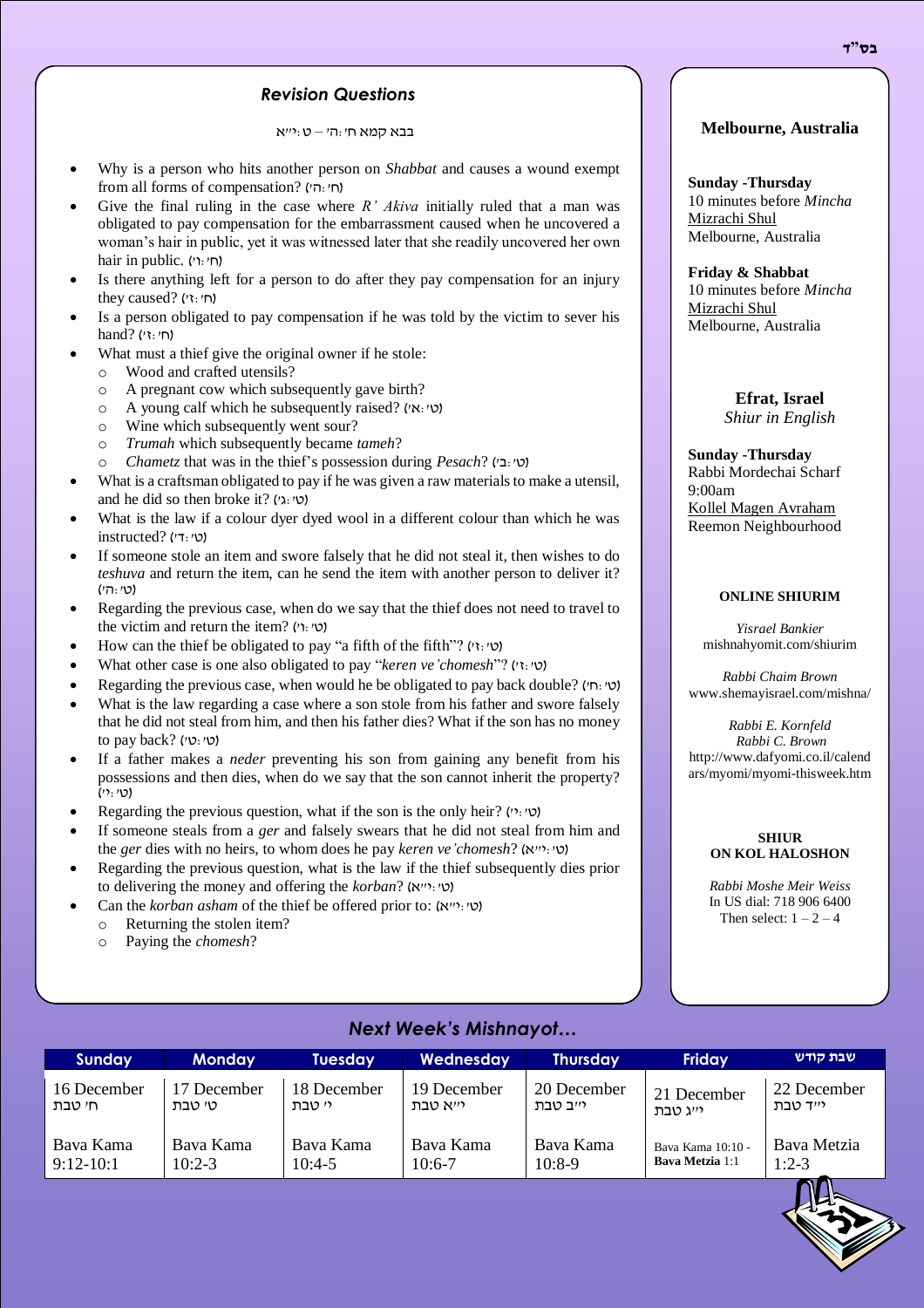בס"ד

## *Revision Questions*

בבא קמא ח':ה' – ט':י"א

- Why is a person who hits another person on *Shabbat* and causes a wound exempt from all forms of compensation? (ח':ה')
- Give the final ruling in the case where *R' Akiva* initially ruled that a man was obligated to pay compensation for the embarrassment caused when he uncovered a woman's hair in public, yet it was witnessed later that she readily uncovered her own hair in public. (ח':ו')
- Is there anything left for a person to do after they pay compensation for an injury they caused? (ח':ז')
- Is a person obligated to pay compensation if he was told by the victim to sever his hand? (ח':ז')
- What must a thief give the original owner if he stole:
  - Wood and crafted utensils?
  - A pregnant cow which subsequently gave birth?
  - A young calf which he subsequently raised? (ט':א')
  - Wine which subsequently went sour?
  - *Trumah* which subsequently became *tameh*?
  - *Chametz* that was in the thief's possession during *Pesach*? (ט':ב')
- What is a craftsman obligated to pay if he was given a raw materials to make a utensil, and he did so then broke it? (ט':ג')
- What is the law if a colour dyer dyed wool in a different colour than which he was instructed? (ט':ד')
- If someone stole an item and swore falsely that he did not steal it, then wishes to do *teshuva* and return the item, can he send the item with another person to deliver it? (ט':ה')
- Regarding the previous case, when do we say that the thief does not need to travel to the victim and return the item? (ט':ו')
- How can the thief be obligated to pay "a fifth of the fifth"? (ט':ז')
- What other case is one also obligated to pay "*keren ve'chomesh*"? (ט':ז')
- Regarding the previous case, when would he be obligated to pay back double? (ט':ח')
- What is the law regarding a case where a son stole from his father and swore falsely that he did not steal from him, and then his father dies? What if the son has no money to pay back? (ט':ט')
- If a father makes a *neder* preventing his son from gaining any benefit from his possessions and then dies, when do we say that the son cannot inherit the property? (ט':י')
- Regarding the previous question, what if the son is the only heir? (ט':י')
- If someone steals from a *ger* and falsely swears that he did not steal from him and the *ger* dies with no heirs, to whom does he pay *keren ve'chomesh*? (ט':י"א)
- Regarding the previous question, what is the law if the thief subsequently dies prior to delivering the money and offering the *korban*? (ט':י"א)
- Can the *korban asham* of the thief be offered prior to: (ט':י"א)
  - Returning the stolen item?
  - Paying the *chomesh*?

**Melbourne, Australia**

**Sunday -Thursday**
10 minutes before *Mincha*
Mizrachi Shul
Melbourne, Australia

**Friday & Shabbat**
10 minutes before *Mincha*
Mizrachi Shul
Melbourne, Australia

**Efrat, Israel**
*Shiur in English*

**Sunday -Thursday**
Rabbi Mordechai Scharf
9:00am
Kollel Magen Avraham
Reemon Neighbourhood

**ONLINE SHIURIM**

*Yisrael Bankier*
mishnahyomit.com/shiurim

*Rabbi Chaim Brown*
www.shemayisrael.com/mishna/

*Rabbi E. Kornfeld*
*Rabbi C. Brown*
http://www.dafyomi.co.il/calendars/myomi/myomi-thisweek.htm

**SHIUR ON KOL HALOSHON**

*Rabbi Moshe Meir Weiss*
In US dial: 718 906 6400
Then select: 1 – 2 – 4

## *Next Week's Mishnayot…*

| Sunday | Monday | Tuesday | Wednesday | Thursday | Friday | שבת קודש |
|---|---|---|---|---|---|---|
| 16 December<br>ח' טבת | 17 December<br>ט' טבת | 18 December<br>י' טבת | 19 December<br>י"א טבת | 20 December<br>י"ב טבת | 21 December<br>י"ג טבת | 22 December<br>י"ד טבת |
| Bava Kama 9:12-10:1 | Bava Kama 10:2-3 | Bava Kama 10:4-5 | Bava Kama 10:6-7 | Bava Kama 10:8-9 | Bava Kama 10:10 - **Bava Metzia** 1:1 | Bava Metzia 1:2-3 |